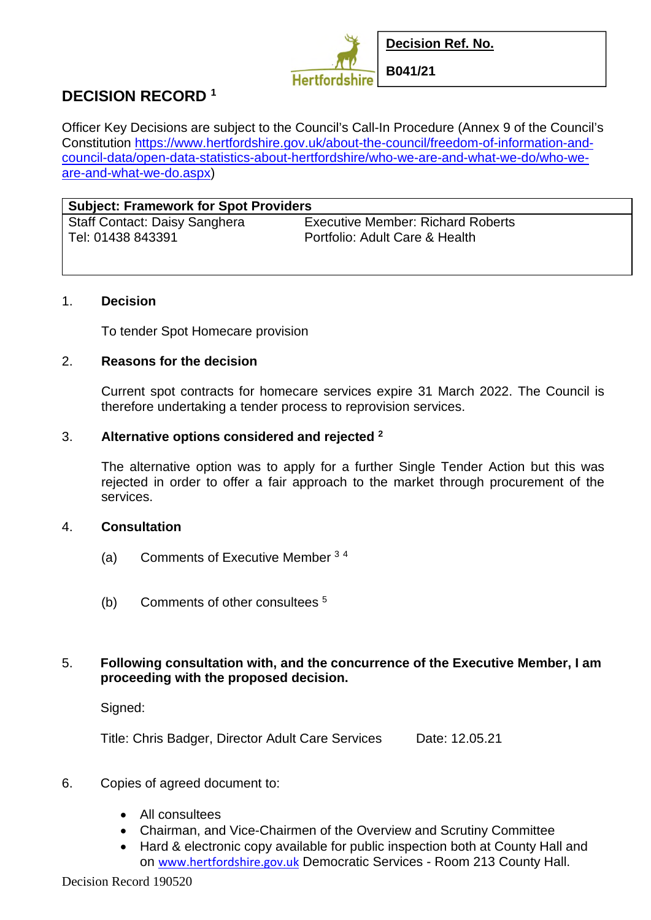| **Decision Ref. No.** |
|---|
| **B041/21** |

# DECISION RECORD [1]

Officer Key Decisions are subject to the Council's Call-In Procedure (Annex 9 of the Council's Constitution https://www.hertfordshire.gov.uk/about-the-council/freedom-of-information-and-council-data/open-data-statistics-about-hertfordshire/who-we-are-and-what-we-do/who-we-are-and-what-we-do.aspx)

| **Subject: Framework for Spot Providers** | |
|---|---|
| Staff Contact: Daisy Sanghera<br>Tel: 01438 843391 | Executive Member: Richard Roberts<br>Portfolio: Adult Care & Health |

1. **Decision**

   To tender Spot Homecare provision

2. **Reasons for the decision**

   Current spot contracts for homecare services expire 31 March 2022. The Council is therefore undertaking a tender process to reprovision services.

3. **Alternative options considered and rejected [2]**

   The alternative option was to apply for a further Single Tender Action but this was rejected in order to offer a fair approach to the market through procurement of the services.

4. **Consultation**

   (a) Comments of Executive Member [3] [4]

   (b) Comments of other consultees [5]

5. **Following consultation with, and the concurrence of the Executive Member, I am proceeding with the proposed decision.**

   Signed:

   Title: Chris Badger, Director Adult Care Services          Date: 12.05.21

6. Copies of agreed document to:

   - All consultees
   - Chairman, and Vice-Chairmen of the Overview and Scrutiny Committee
   - Hard & electronic copy available for public inspection both at County Hall and on www.hertfordshire.gov.uk Democratic Services - Room 213 County Hall.

Decision Record 190520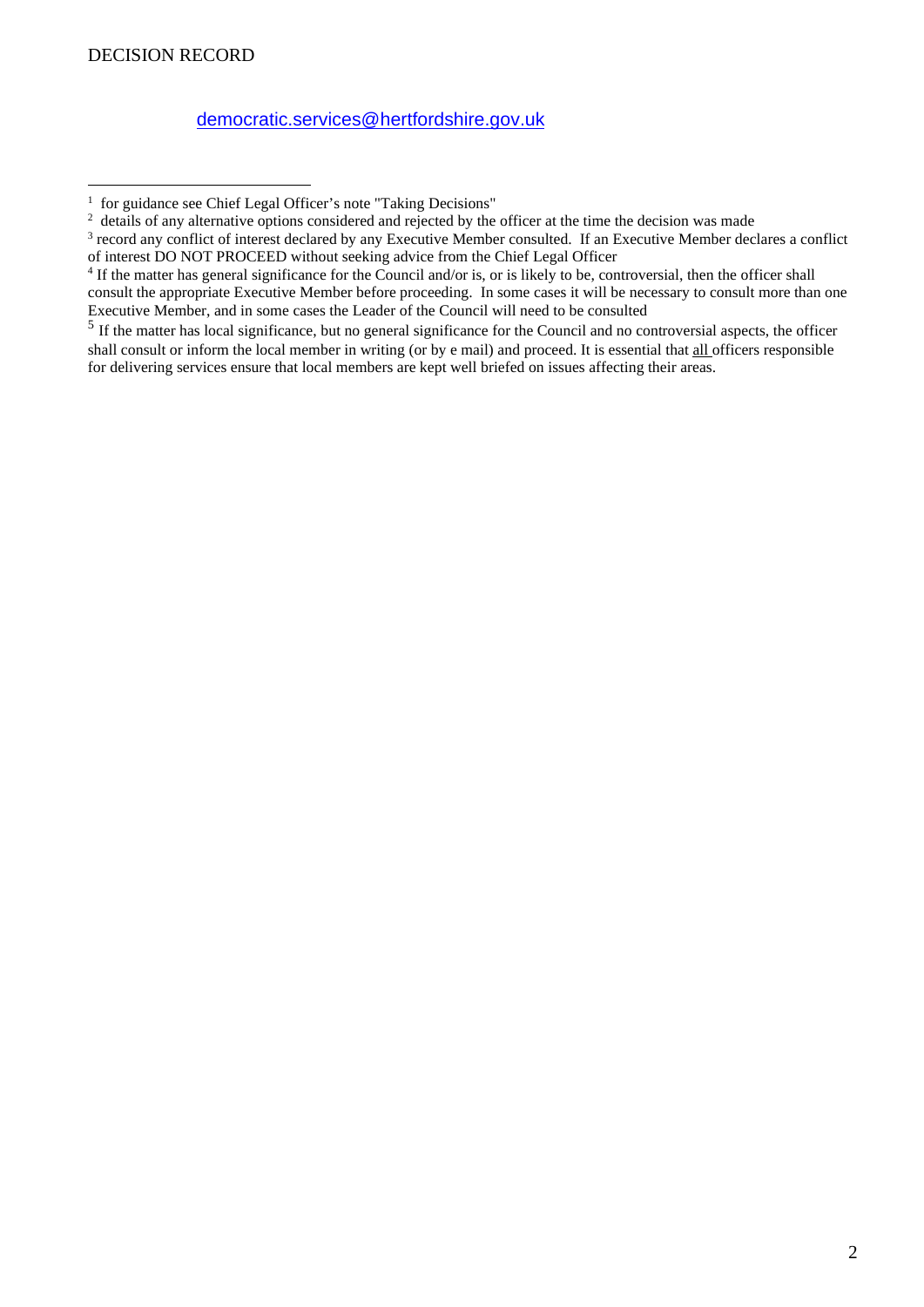DECISION RECORD

democratic.services@hertfordshire.gov.uk

---

[1] for guidance see Chief Legal Officer's note "Taking Decisions"

[2] details of any alternative options considered and rejected by the officer at the time the decision was made

[3] record any conflict of interest declared by any Executive Member consulted. If an Executive Member declares a conflict of interest DO NOT PROCEED without seeking advice from the Chief Legal Officer

[4] If the matter has general significance for the Council and/or is, or is likely to be, controversial, then the officer shall consult the appropriate Executive Member before proceeding. In some cases it will be necessary to consult more than one Executive Member, and in some cases the Leader of the Council will need to be consulted

[5] If the matter has local significance, but no general significance for the Council and no controversial aspects, the officer shall consult or inform the local member in writing (or by e mail) and proceed. It is essential that <u>all</u> officers responsible for delivering services ensure that local members are kept well briefed on issues affecting their areas.